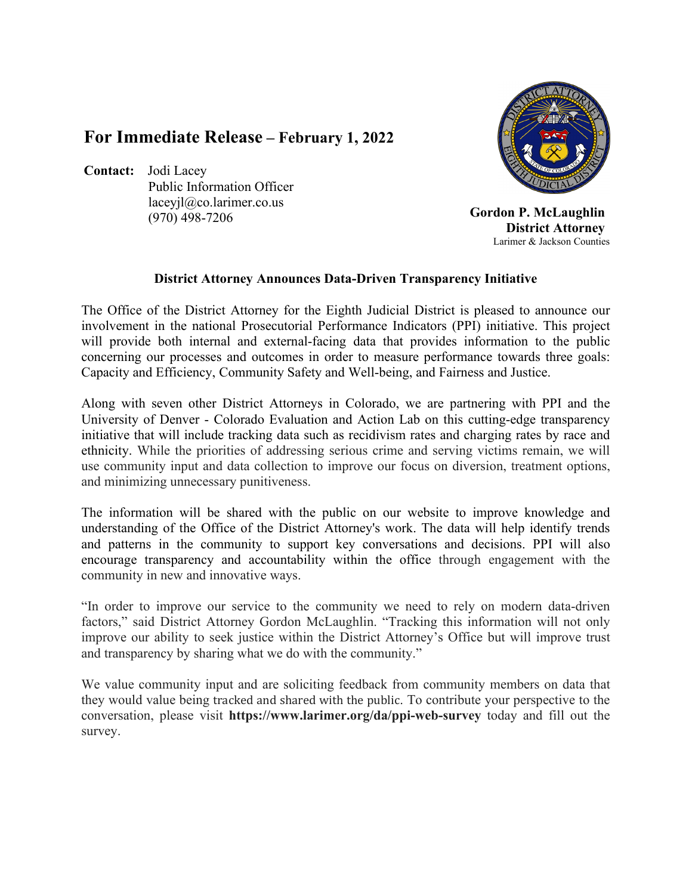# For Immediate Release – February 1, 2022

**Contact:** Jodi Lacey
Public Information Officer
laceyjl@co.larimer.co.us
(970) 498-7206

**Gordon P. McLaughlin**
**District Attorney**
Larimer & Jackson Counties

## District Attorney Announces Data-Driven Transparency Initiative

The Office of the District Attorney for the Eighth Judicial District is pleased to announce our involvement in the national Prosecutorial Performance Indicators (PPI) initiative. This project will provide both internal and external-facing data that provides information to the public concerning our processes and outcomes in order to measure performance towards three goals: Capacity and Efficiency, Community Safety and Well-being, and Fairness and Justice.

Along with seven other District Attorneys in Colorado, we are partnering with PPI and the University of Denver - Colorado Evaluation and Action Lab on this cutting-edge transparency initiative that will include tracking data such as recidivism rates and charging rates by race and ethnicity. While the priorities of addressing serious crime and serving victims remain, we will use community input and data collection to improve our focus on diversion, treatment options, and minimizing unnecessary punitiveness.

The information will be shared with the public on our website to improve knowledge and understanding of the Office of the District Attorney's work. The data will help identify trends and patterns in the community to support key conversations and decisions. PPI will also encourage transparency and accountability within the office through engagement with the community in new and innovative ways.

"In order to improve our service to the community we need to rely on modern data-driven factors," said District Attorney Gordon McLaughlin. "Tracking this information will not only improve our ability to seek justice within the District Attorney's Office but will improve trust and transparency by sharing what we do with the community."

We value community input and are soliciting feedback from community members on data that they would value being tracked and shared with the public. To contribute your perspective to the conversation, please visit **https://www.larimer.org/da/ppi-web-survey** today and fill out the survey.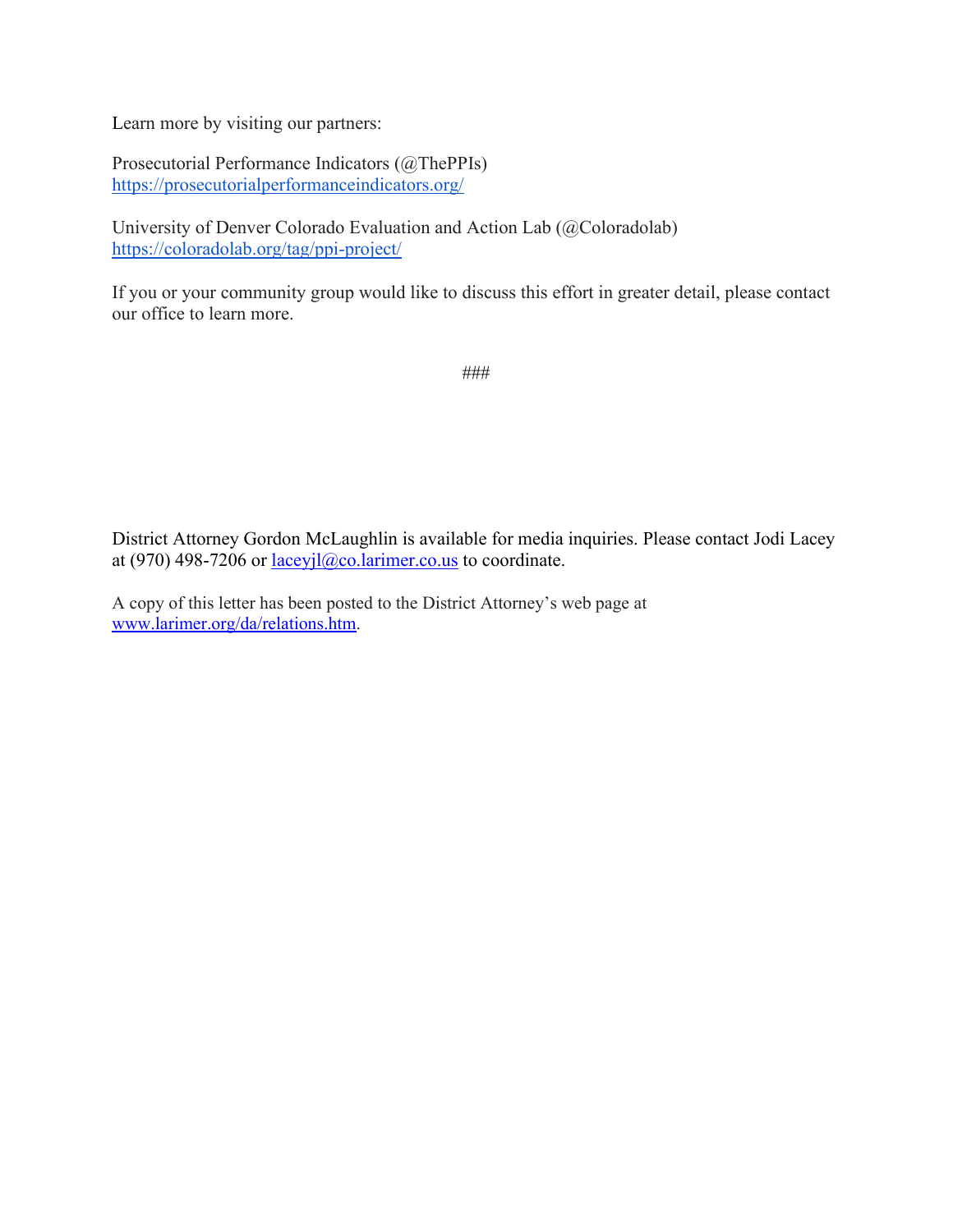Learn more by visiting our partners:

Prosecutorial Performance Indicators (@ThePPIs)
https://prosecutorialperformanceindicators.org/

University of Denver Colorado Evaluation and Action Lab (@Coloradolab)
https://coloradolab.org/tag/ppi-project/

If you or your community group would like to discuss this effort in greater detail, please contact our office to learn more.

###

District Attorney Gordon McLaughlin is available for media inquiries. Please contact Jodi Lacey at (970) 498-7206 or laceyjl@co.larimer.co.us to coordinate.

A copy of this letter has been posted to the District Attorney's web page at www.larimer.org/da/relations.htm.